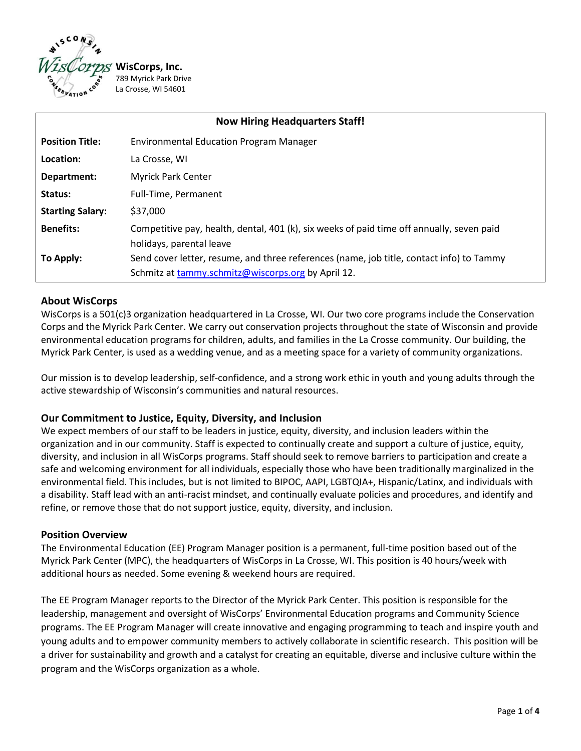**WisCorps, Inc.**
789 Myrick Park Drive
La Crosse, WI 54601

| Now Hiring Headquarters Staff! | |
|---|---|
| **Position Title:** | Environmental Education Program Manager |
| **Location:** | La Crosse, WI |
| **Department:** | Myrick Park Center |
| **Status:** | Full-Time, Permanent |
| **Starting Salary:** | $37,000 |
| **Benefits:** | Competitive pay, health, dental, 401 (k), six weeks of paid time off annually, seven paid holidays, parental leave |
| **To Apply:** | Send cover letter, resume, and three references (name, job title, contact info) to Tammy Schmitz at tammy.schmitz@wiscorps.org by April 12. |

## About WisCorps

WisCorps is a 501(c)3 organization headquartered in La Crosse, WI. Our two core programs include the Conservation Corps and the Myrick Park Center. We carry out conservation projects throughout the state of Wisconsin and provide environmental education programs for children, adults, and families in the La Crosse community. Our building, the Myrick Park Center, is used as a wedding venue, and as a meeting space for a variety of community organizations.

Our mission is to develop leadership, self-confidence, and a strong work ethic in youth and young adults through the active stewardship of Wisconsin's communities and natural resources.

## Our Commitment to Justice, Equity, Diversity, and Inclusion

We expect members of our staff to be leaders in justice, equity, diversity, and inclusion leaders within the organization and in our community. Staff is expected to continually create and support a culture of justice, equity, diversity, and inclusion in all WisCorps programs. Staff should seek to remove barriers to participation and create a safe and welcoming environment for all individuals, especially those who have been traditionally marginalized in the environmental field. This includes, but is not limited to BIPOC, AAPI, LGBTQIA+, Hispanic/Latinx, and individuals with a disability. Staff lead with an anti-racist mindset, and continually evaluate policies and procedures, and identify and refine, or remove those that do not support justice, equity, diversity, and inclusion.

## Position Overview

The Environmental Education (EE) Program Manager position is a permanent, full-time position based out of the Myrick Park Center (MPC), the headquarters of WisCorps in La Crosse, WI. This position is 40 hours/week with additional hours as needed. Some evening & weekend hours are required.

The EE Program Manager reports to the Director of the Myrick Park Center. This position is responsible for the leadership, management and oversight of WisCorps' Environmental Education programs and Community Science programs. The EE Program Manager will create innovative and engaging programming to teach and inspire youth and young adults and to empower community members to actively collaborate in scientific research. This position will be a driver for sustainability and growth and a catalyst for creating an equitable, diverse and inclusive culture within the program and the WisCorps organization as a whole.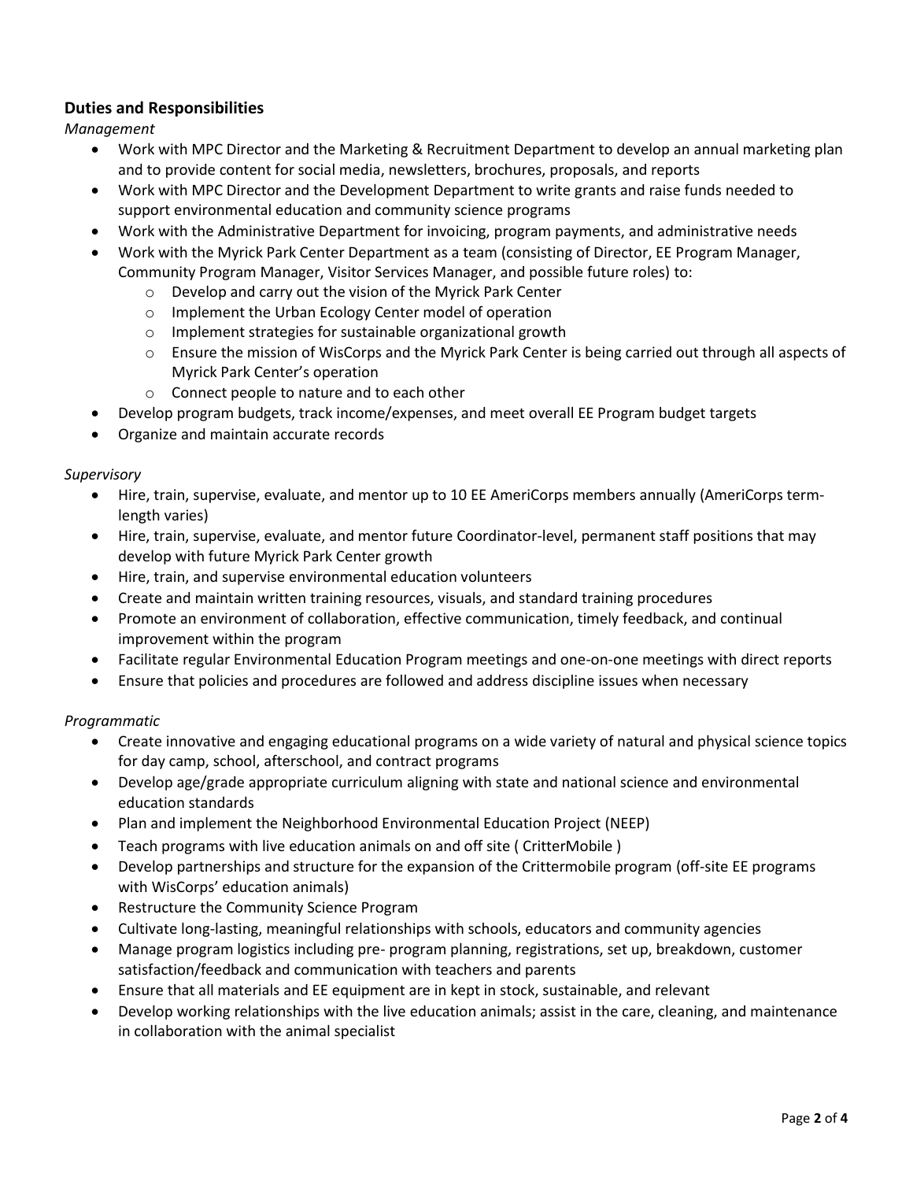## Duties and Responsibilities

*Management*

- Work with MPC Director and the Marketing & Recruitment Department to develop an annual marketing plan and to provide content for social media, newsletters, brochures, proposals, and reports
- Work with MPC Director and the Development Department to write grants and raise funds needed to support environmental education and community science programs
- Work with the Administrative Department for invoicing, program payments, and administrative needs
- Work with the Myrick Park Center Department as a team (consisting of Director, EE Program Manager, Community Program Manager, Visitor Services Manager, and possible future roles) to:
  - Develop and carry out the vision of the Myrick Park Center
  - Implement the Urban Ecology Center model of operation
  - Implement strategies for sustainable organizational growth
  - Ensure the mission of WisCorps and the Myrick Park Center is being carried out through all aspects of Myrick Park Center's operation
  - Connect people to nature and to each other
- Develop program budgets, track income/expenses, and meet overall EE Program budget targets
- Organize and maintain accurate records

*Supervisory*

- Hire, train, supervise, evaluate, and mentor up to 10 EE AmeriCorps members annually (AmeriCorps term-length varies)
- Hire, train, supervise, evaluate, and mentor future Coordinator-level, permanent staff positions that may develop with future Myrick Park Center growth
- Hire, train, and supervise environmental education volunteers
- Create and maintain written training resources, visuals, and standard training procedures
- Promote an environment of collaboration, effective communication, timely feedback, and continual improvement within the program
- Facilitate regular Environmental Education Program meetings and one-on-one meetings with direct reports
- Ensure that policies and procedures are followed and address discipline issues when necessary

*Programmatic*

- Create innovative and engaging educational programs on a wide variety of natural and physical science topics for day camp, school, afterschool, and contract programs
- Develop age/grade appropriate curriculum aligning with state and national science and environmental education standards
- Plan and implement the Neighborhood Environmental Education Project (NEEP)
- Teach programs with live education animals on and off site ( CritterMobile )
- Develop partnerships and structure for the expansion of the Crittermobile program (off-site EE programs with WisCorps' education animals)
- Restructure the Community Science Program
- Cultivate long-lasting, meaningful relationships with schools, educators and community agencies
- Manage program logistics including pre- program planning, registrations, set up, breakdown, customer satisfaction/feedback and communication with teachers and parents
- Ensure that all materials and EE equipment are in kept in stock, sustainable, and relevant
- Develop working relationships with the live education animals; assist in the care, cleaning, and maintenance in collaboration with the animal specialist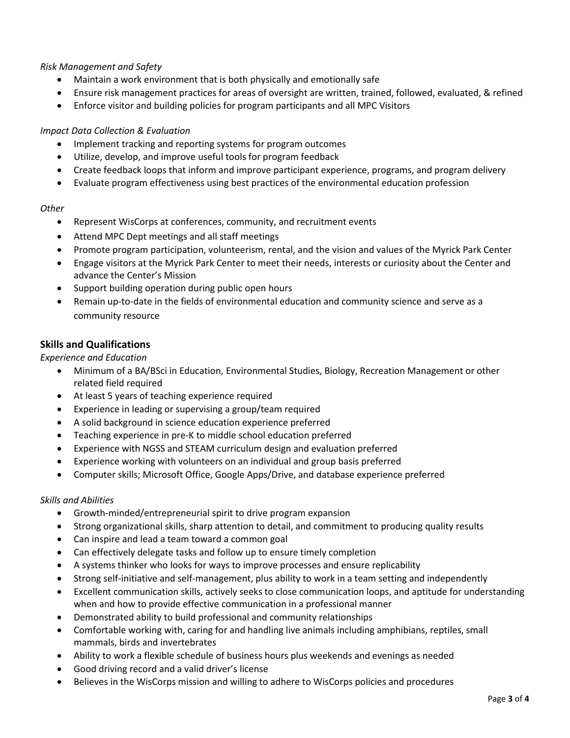*Risk Management and Safety*

- Maintain a work environment that is both physically and emotionally safe
- Ensure risk management practices for areas of oversight are written, trained, followed, evaluated, & refined
- Enforce visitor and building policies for program participants and all MPC Visitors

*Impact Data Collection & Evaluation*

- Implement tracking and reporting systems for program outcomes
- Utilize, develop, and improve useful tools for program feedback
- Create feedback loops that inform and improve participant experience, programs, and program delivery
- Evaluate program effectiveness using best practices of the environmental education profession

*Other*

- Represent WisCorps at conferences, community, and recruitment events
- Attend MPC Dept meetings and all staff meetings
- Promote program participation, volunteerism, rental, and the vision and values of the Myrick Park Center
- Engage visitors at the Myrick Park Center to meet their needs, interests or curiosity about the Center and advance the Center's Mission
- Support building operation during public open hours
- Remain up-to-date in the fields of environmental education and community science and serve as a community resource

## Skills and Qualifications

*Experience and Education*

- Minimum of a BA/BSci in Education, Environmental Studies, Biology, Recreation Management or other related field required
- At least 5 years of teaching experience required
- Experience in leading or supervising a group/team required
- A solid background in science education experience preferred
- Teaching experience in pre-K to middle school education preferred
- Experience with NGSS and STEAM curriculum design and evaluation preferred
- Experience working with volunteers on an individual and group basis preferred
- Computer skills; Microsoft Office, Google Apps/Drive, and database experience preferred

*Skills and Abilities*

- Growth-minded/entrepreneurial spirit to drive program expansion
- Strong organizational skills, sharp attention to detail, and commitment to producing quality results
- Can inspire and lead a team toward a common goal
- Can effectively delegate tasks and follow up to ensure timely completion
- A systems thinker who looks for ways to improve processes and ensure replicability
- Strong self-initiative and self-management, plus ability to work in a team setting and independently
- Excellent communication skills, actively seeks to close communication loops, and aptitude for understanding when and how to provide effective communication in a professional manner
- Demonstrated ability to build professional and community relationships
- Comfortable working with, caring for and handling live animals including amphibians, reptiles, small mammals, birds and invertebrates
- Ability to work a flexible schedule of business hours plus weekends and evenings as needed
- Good driving record and a valid driver's license
- Believes in the WisCorps mission and willing to adhere to WisCorps policies and procedures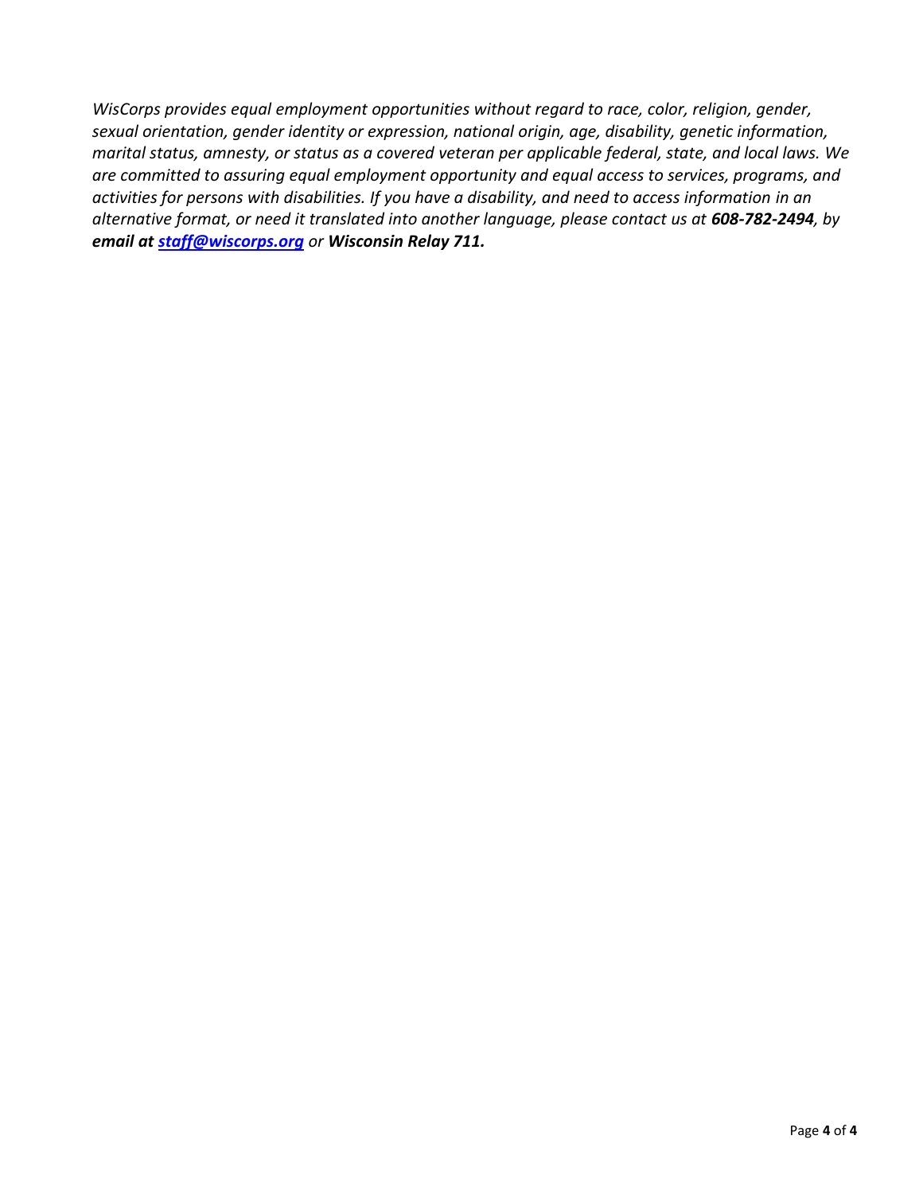*WisCorps provides equal employment opportunities without regard to race, color, religion, gender, sexual orientation, gender identity or expression, national origin, age, disability, genetic information, marital status, amnesty, or status as a covered veteran per applicable federal, state, and local laws. We are committed to assuring equal employment opportunity and equal access to services, programs, and activities for persons with disabilities. If you have a disability, and need to access information in an alternative format, or need it translated into another language, please contact us at **608-782-2494**, by **email at [staff@wiscorps.org](mailto:staff@wiscorps.org)** or **Wisconsin Relay 711.***